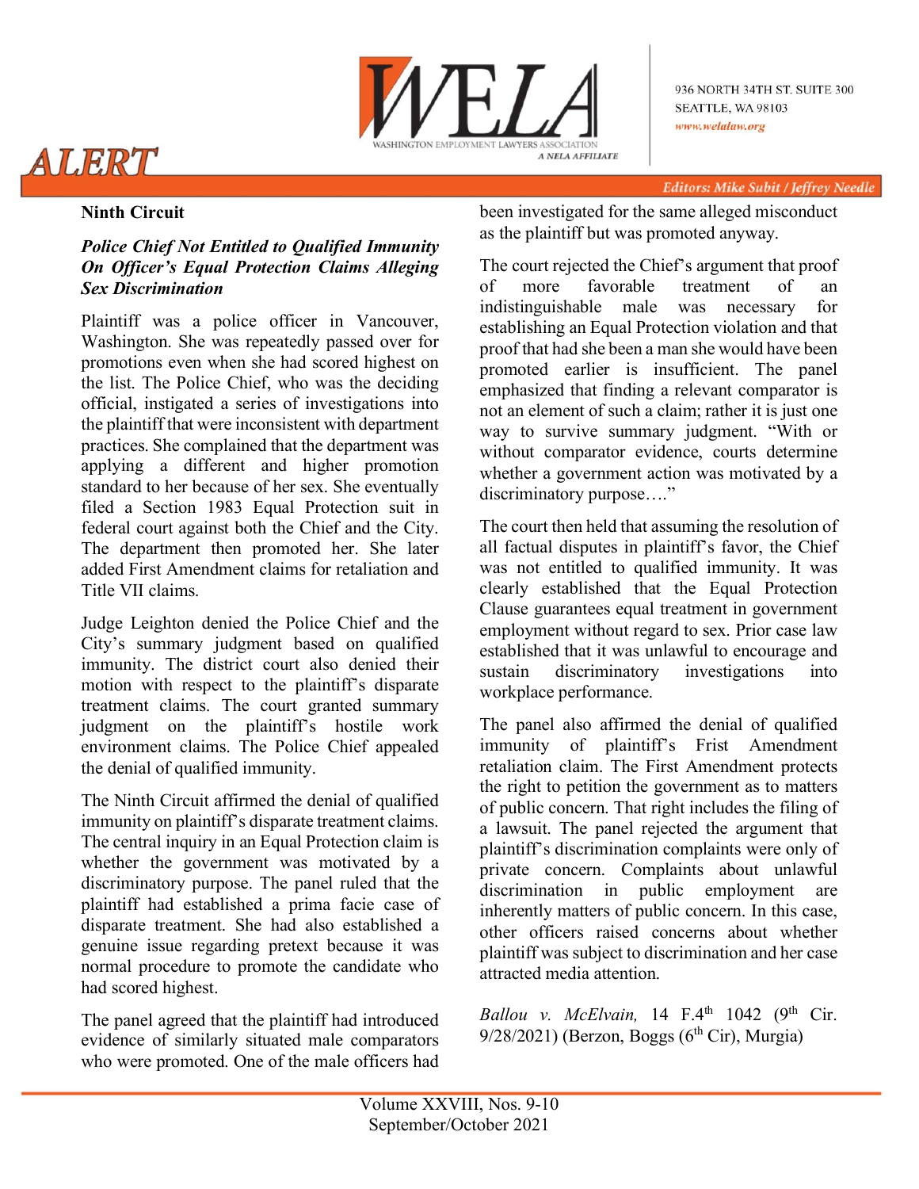## Ninth Circuit

### *Police Chief Not Entitled to Qualified Immunity On Officer's Equal Protection Claims Alleging Sex Discrimination*

Plaintiff was a police officer in Vancouver, Washington. She was repeatedly passed over for promotions even when she had scored highest on the list. The Police Chief, who was the deciding official, instigated a series of investigations into the plaintiff that were inconsistent with department practices. She complained that the department was applying a different and higher promotion standard to her because of her sex. She eventually filed a Section 1983 Equal Protection suit in federal court against both the Chief and the City. The department then promoted her. She later added First Amendment claims for retaliation and Title VII claims.

Judge Leighton denied the Police Chief and the City's summary judgment based on qualified immunity. The district court also denied their motion with respect to the plaintiff's disparate treatment claims. The court granted summary judgment on the plaintiff's hostile work environment claims. The Police Chief appealed the denial of qualified immunity.

The Ninth Circuit affirmed the denial of qualified immunity on plaintiff's disparate treatment claims. The central inquiry in an Equal Protection claim is whether the government was motivated by a discriminatory purpose. The panel ruled that the plaintiff had established a prima facie case of disparate treatment. She had also established a genuine issue regarding pretext because it was normal procedure to promote the candidate who had scored highest.

The panel agreed that the plaintiff had introduced evidence of similarly situated male comparators who were promoted. One of the male officers had been investigated for the same alleged misconduct as the plaintiff but was promoted anyway.

The court rejected the Chief's argument that proof of more favorable treatment of an indistinguishable male was necessary for establishing an Equal Protection violation and that proof that had she been a man she would have been promoted earlier is insufficient. The panel emphasized that finding a relevant comparator is not an element of such a claim; rather it is just one way to survive summary judgment. "With or without comparator evidence, courts determine whether a government action was motivated by a discriminatory purpose…."

The court then held that assuming the resolution of all factual disputes in plaintiff's favor, the Chief was not entitled to qualified immunity. It was clearly established that the Equal Protection Clause guarantees equal treatment in government employment without regard to sex. Prior case law established that it was unlawful to encourage and sustain discriminatory investigations into workplace performance.

The panel also affirmed the denial of qualified immunity of plaintiff's Frist Amendment retaliation claim. The First Amendment protects the right to petition the government as to matters of public concern. That right includes the filing of a lawsuit. The panel rejected the argument that plaintiff's discrimination complaints were only of private concern. Complaints about unlawful discrimination in public employment are inherently matters of public concern. In this case, other officers raised concerns about whether plaintiff was subject to discrimination and her case attracted media attention.

*Ballou v. McElvain,* 14 F.4th 1042 (9th Cir. 9/28/2021) (Berzon, Boggs (6th Cir), Murgia)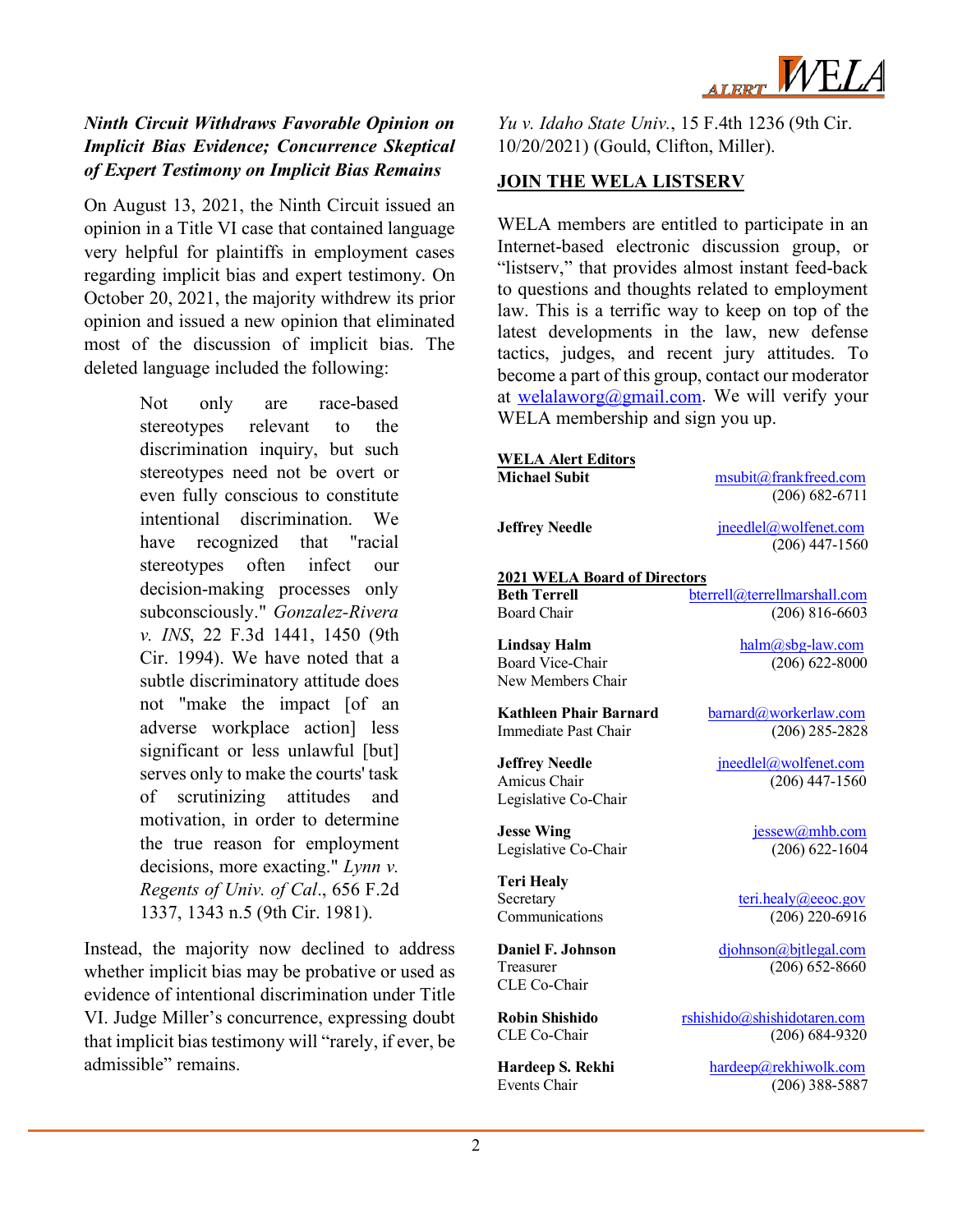### *Ninth Circuit Withdraws Favorable Opinion on Implicit Bias Evidence; Concurrence Skeptical of Expert Testimony on Implicit Bias Remains*

On August 13, 2021, the Ninth Circuit issued an opinion in a Title VI case that contained language very helpful for plaintiffs in employment cases regarding implicit bias and expert testimony. On October 20, 2021, the majority withdrew its prior opinion and issued a new opinion that eliminated most of the discussion of implicit bias. The deleted language included the following:

> Not only are race-based stereotypes relevant to the discrimination inquiry, but such stereotypes need not be overt or even fully conscious to constitute intentional discrimination. We have recognized that "racial stereotypes often infect our decision-making processes only subconsciously." *Gonzalez-Rivera v. INS*, 22 F.3d 1441, 1450 (9th Cir. 1994). We have noted that a subtle discriminatory attitude does not "make the impact [of an adverse workplace action] less significant or less unlawful [but] serves only to make the courts' task of scrutinizing attitudes and motivation, in order to determine the true reason for employment decisions, more exacting." *Lynn v. Regents of Univ. of Cal*., 656 F.2d 1337, 1343 n.5 (9th Cir. 1981).

Instead, the majority now declined to address whether implicit bias may be probative or used as evidence of intentional discrimination under Title VI. Judge Miller's concurrence, expressing doubt that implicit bias testimony will "rarely, if ever, be admissible" remains.

*Yu v. Idaho State Univ.*, 15 F.4th 1236 (9th Cir. 10/20/2021) (Gould, Clifton, Miller).

## JOIN THE WELA LISTSERV

WELA members are entitled to participate in an Internet-based electronic discussion group, or "listserv," that provides almost instant feed-back to questions and thoughts related to employment law. This is a terrific way to keep on top of the latest developments in the law, new defense tactics, judges, and recent jury attitudes. To become a part of this group, contact our moderator at welalaworg@gmail.com. We will verify your WELA membership and sign you up.

**WELA Alert Editors**

**Michael Subit** — msubit@frankfreed.com — (206) 682-6711

**Jeffrey Needle** — jneedlel@wolfenet.com — (206) 447-1560

**2021 WELA Board of Directors**

**Beth Terrell**
Board Chair — bterrell@terrellmarshall.com — (206) 816-6603

**Lindsay Halm**
Board Vice-Chair
New Members Chair — halm@sbg-law.com — (206) 622-8000

**Kathleen Phair Barnard**
Immediate Past Chair — barnard@workerlaw.com — (206) 285-2828

**Jeffrey Needle**
Amicus Chair
Legislative Co-Chair — jneedlel@wolfenet.com — (206) 447-1560

**Jesse Wing**
Legislative Co-Chair — jessew@mhb.com — (206) 622-1604

**Teri Healy**
Secretary
Communications — teri.healy@eeoc.gov — (206) 220-6916

**Daniel F. Johnson**
Treasurer
CLE Co-Chair — djohnson@bjtlegal.com — (206) 652-8660

**Robin Shishido**
CLE Co-Chair — rshishido@shishidotaren.com — (206) 684-9320

**Hardeep S. Rekhi**
Events Chair — hardeep@rekhiwolk.com — (206) 388-5887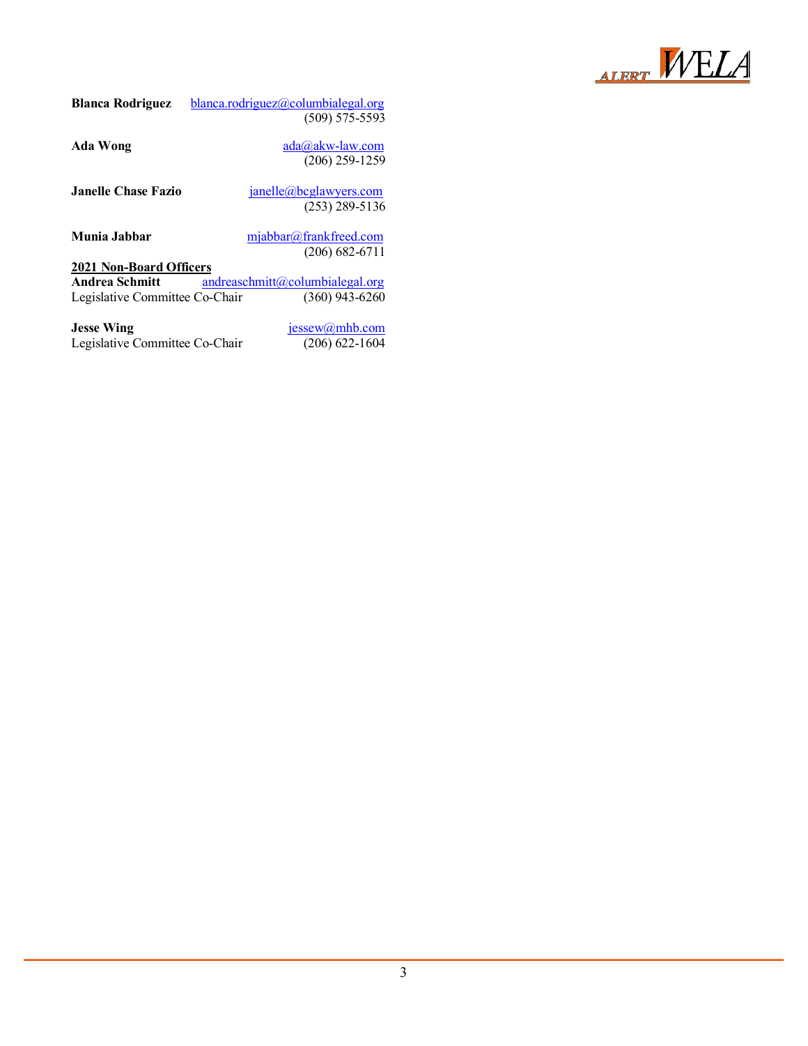**Blanca Rodriguez** blanca.rodriguez@columbialegal.org
(509) 575-5593

**Ada Wong** ada@akw-law.com
(206) 259-1259

**Janelle Chase Fazio** janelle@bcglawyers.com
(253) 289-5136

**Munia Jabbar** mjabbar@frankfreed.com
(206) 682-6711

**2021 Non-Board Officers**

**Andrea Schmitt** andreaschmitt@columbialegal.org
Legislative Committee Co-Chair (360) 943-6260

**Jesse Wing** jessew@mhb.com
Legislative Committee Co-Chair (206) 622-1604